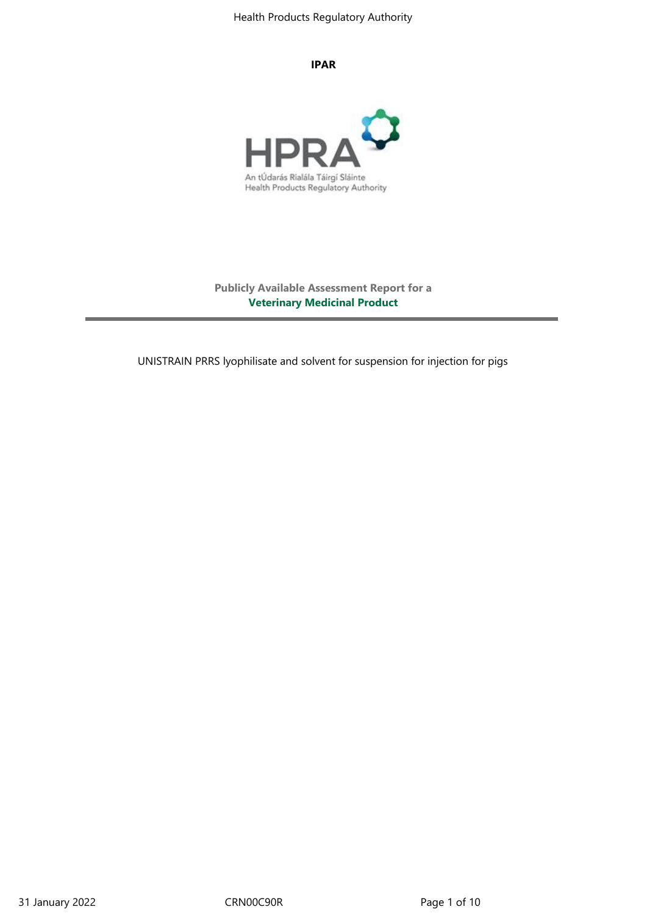**IPAR**

**Publicly Available Assessment Report for a**
**Veterinary Medicinal Product**

UNISTRAIN PRRS lyophilisate and solvent for suspension for injection for pigs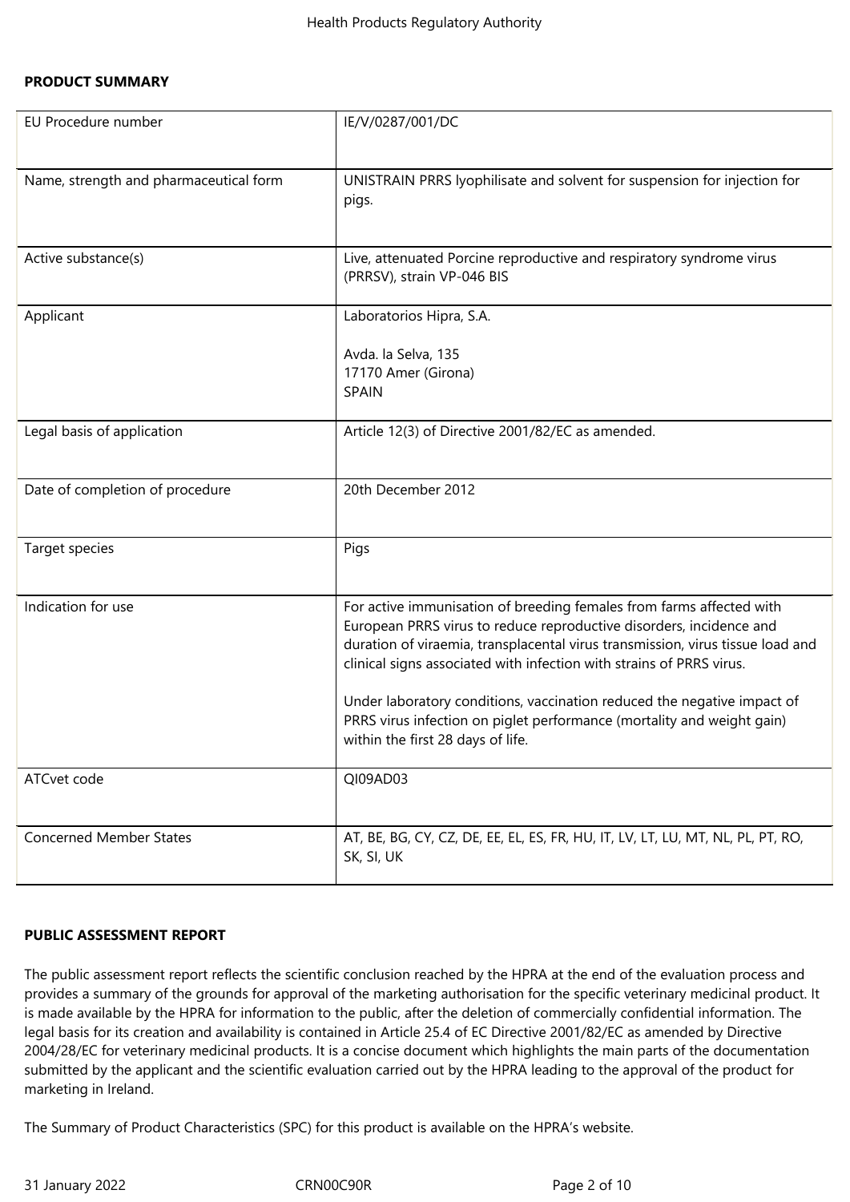**PRODUCT SUMMARY**

| | |
|---|---|
| EU Procedure number | IE/V/0287/001/DC |
| Name, strength and pharmaceutical form | UNISTRAIN PRRS lyophilisate and solvent for suspension for injection for pigs. |
| Active substance(s) | Live, attenuated Porcine reproductive and respiratory syndrome virus (PRRSV), strain VP-046 BIS |
| Applicant | Laboratorios Hipra, S.A.<br><br>Avda. la Selva, 135<br>17170 Amer (Girona)<br>SPAIN |
| Legal basis of application | Article 12(3) of Directive 2001/82/EC as amended. |
| Date of completion of procedure | 20th December 2012 |
| Target species | Pigs |
| Indication for use | For active immunisation of breeding females from farms affected with European PRRS virus to reduce reproductive disorders, incidence and duration of viraemia, transplacental virus transmission, virus tissue load and clinical signs associated with infection with strains of PRRS virus.<br><br>Under laboratory conditions, vaccination reduced the negative impact of PRRS virus infection on piglet performance (mortality and weight gain) within the first 28 days of life. |
| ATCvet code | QI09AD03 |
| Concerned Member States | AT, BE, BG, CY, CZ, DE, EE, EL, ES, FR, HU, IT, LV, LT, LU, MT, NL, PL, PT, RO, SK, SI, UK |

**PUBLIC ASSESSMENT REPORT**

The public assessment report reflects the scientific conclusion reached by the HPRA at the end of the evaluation process and provides a summary of the grounds for approval of the marketing authorisation for the specific veterinary medicinal product. It is made available by the HPRA for information to the public, after the deletion of commercially confidential information. The legal basis for its creation and availability is contained in Article 25.4 of EC Directive 2001/82/EC as amended by Directive 2004/28/EC for veterinary medicinal products. It is a concise document which highlights the main parts of the documentation submitted by the applicant and the scientific evaluation carried out by the HPRA leading to the approval of the product for marketing in Ireland.

The Summary of Product Characteristics (SPC) for this product is available on the HPRA's website.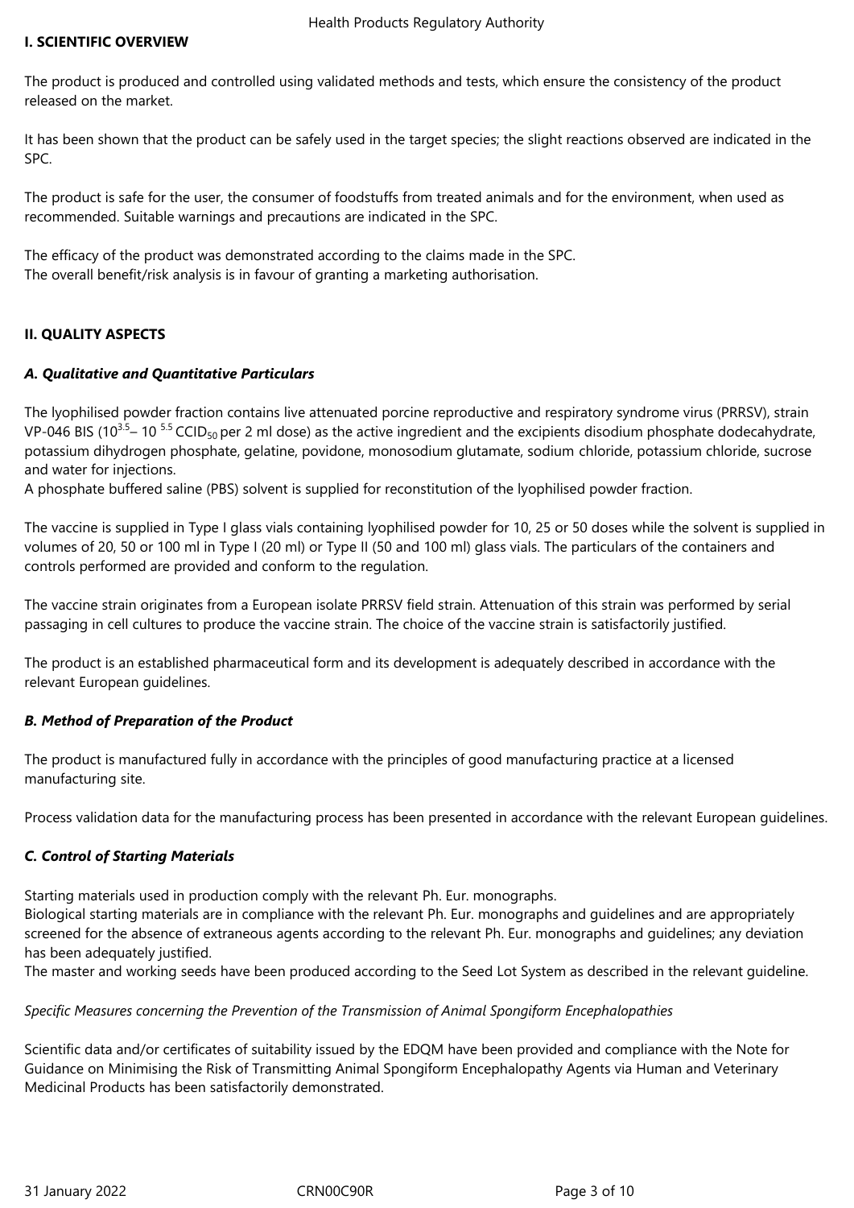## I. SCIENTIFIC OVERVIEW

The product is produced and controlled using validated methods and tests, which ensure the consistency of the product released on the market.

It has been shown that the product can be safely used in the target species; the slight reactions observed are indicated in the SPC.

The product is safe for the user, the consumer of foodstuffs from treated animals and for the environment, when used as recommended. Suitable warnings and precautions are indicated in the SPC.

The efficacy of the product was demonstrated according to the claims made in the SPC.
The overall benefit/risk analysis is in favour of granting a marketing authorisation.

## II. QUALITY ASPECTS

### *A. Qualitative and Quantitative Particulars*

The lyophilised powder fraction contains live attenuated porcine reproductive and respiratory syndrome virus (PRRSV), strain VP-046 BIS ($10^{3.5}$– $10^{5.5}$ $CCID_{50}$ per 2 ml dose) as the active ingredient and the excipients disodium phosphate dodecahydrate, potassium dihydrogen phosphate, gelatine, povidone, monosodium glutamate, sodium chloride, potassium chloride, sucrose and water for injections.
A phosphate buffered saline (PBS) solvent is supplied for reconstitution of the lyophilised powder fraction.

The vaccine is supplied in Type I glass vials containing lyophilised powder for 10, 25 or 50 doses while the solvent is supplied in volumes of 20, 50 or 100 ml in Type I (20 ml) or Type II (50 and 100 ml) glass vials. The particulars of the containers and controls performed are provided and conform to the regulation.

The vaccine strain originates from a European isolate PRRSV field strain. Attenuation of this strain was performed by serial passaging in cell cultures to produce the vaccine strain. The choice of the vaccine strain is satisfactorily justified.

The product is an established pharmaceutical form and its development is adequately described in accordance with the relevant European guidelines.

### *B. Method of Preparation of the Product*

The product is manufactured fully in accordance with the principles of good manufacturing practice at a licensed manufacturing site.

Process validation data for the manufacturing process has been presented in accordance with the relevant European guidelines.

### *C. Control of Starting Materials*

Starting materials used in production comply with the relevant Ph. Eur. monographs.
Biological starting materials are in compliance with the relevant Ph. Eur. monographs and guidelines and are appropriately screened for the absence of extraneous agents according to the relevant Ph. Eur. monographs and guidelines; any deviation has been adequately justified.
The master and working seeds have been produced according to the Seed Lot System as described in the relevant guideline.

*Specific Measures concerning the Prevention of the Transmission of Animal Spongiform Encephalopathies*

Scientific data and/or certificates of suitability issued by the EDQM have been provided and compliance with the Note for Guidance on Minimising the Risk of Transmitting Animal Spongiform Encephalopathy Agents via Human and Veterinary Medicinal Products has been satisfactorily demonstrated.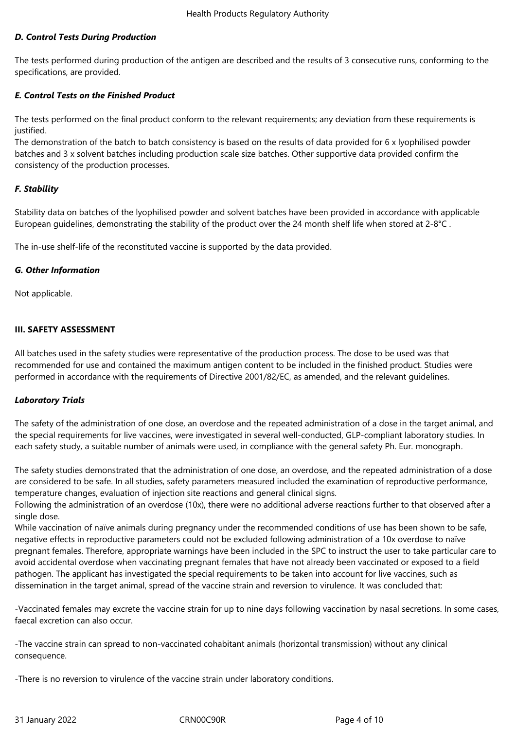### *D. Control Tests During Production*

The tests performed during production of the antigen are described and the results of 3 consecutive runs, conforming to the specifications, are provided.

### *E. Control Tests on the Finished Product*

The tests performed on the final product conform to the relevant requirements; any deviation from these requirements is justified.
The demonstration of the batch to batch consistency is based on the results of data provided for 6 x lyophilised powder batches and 3 x solvent batches including production scale size batches. Other supportive data provided confirm the consistency of the production processes.

### *F. Stability*

Stability data on batches of the lyophilised powder and solvent batches have been provided in accordance with applicable European guidelines, demonstrating the stability of the product over the 24 month shelf life when stored at 2-8°C .

The in-use shelf-life of the reconstituted vaccine is supported by the data provided.

### *G. Other Information*

Not applicable.

## III. SAFETY ASSESSMENT

All batches used in the safety studies were representative of the production process. The dose to be used was that recommended for use and contained the maximum antigen content to be included in the finished product. Studies were performed in accordance with the requirements of Directive 2001/82/EC, as amended, and the relevant guidelines.

### *Laboratory Trials*

The safety of the administration of one dose, an overdose and the repeated administration of a dose in the target animal, and the special requirements for live vaccines, were investigated in several well-conducted, GLP-compliant laboratory studies. In each safety study, a suitable number of animals were used, in compliance with the general safety Ph. Eur. monograph.

The safety studies demonstrated that the administration of one dose, an overdose, and the repeated administration of a dose are considered to be safe. In all studies, safety parameters measured included the examination of reproductive performance, temperature changes, evaluation of injection site reactions and general clinical signs.
Following the administration of an overdose (10x), there were no additional adverse reactions further to that observed after a single dose.
While vaccination of naïve animals during pregnancy under the recommended conditions of use has been shown to be safe, negative effects in reproductive parameters could not be excluded following administration of a 10x overdose to naïve pregnant females. Therefore, appropriate warnings have been included in the SPC to instruct the user to take particular care to avoid accidental overdose when vaccinating pregnant females that have not already been vaccinated or exposed to a field pathogen. The applicant has investigated the special requirements to be taken into account for live vaccines, such as dissemination in the target animal, spread of the vaccine strain and reversion to virulence. It was concluded that:

-Vaccinated females may excrete the vaccine strain for up to nine days following vaccination by nasal secretions. In some cases, faecal excretion can also occur.

-The vaccine strain can spread to non-vaccinated cohabitant animals (horizontal transmission) without any clinical consequence.

-There is no reversion to virulence of the vaccine strain under laboratory conditions.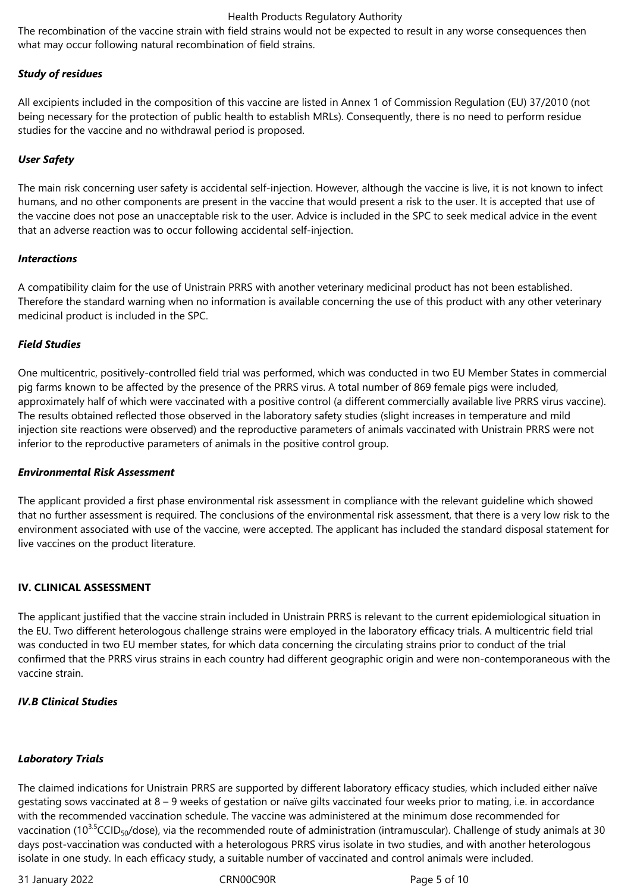The recombination of the vaccine strain with field strains would not be expected to result in any worse consequences then what may occur following natural recombination of field strains.

***Study of residues***

All excipients included in the composition of this vaccine are listed in Annex 1 of Commission Regulation (EU) 37/2010 (not being necessary for the protection of public health to establish MRLs). Consequently, there is no need to perform residue studies for the vaccine and no withdrawal period is proposed.

***User Safety***

The main risk concerning user safety is accidental self-injection. However, although the vaccine is live, it is not known to infect humans, and no other components are present in the vaccine that would present a risk to the user. It is accepted that use of the vaccine does not pose an unacceptable risk to the user. Advice is included in the SPC to seek medical advice in the event that an adverse reaction was to occur following accidental self-injection.

***Interactions***

A compatibility claim for the use of Unistrain PRRS with another veterinary medicinal product has not been established. Therefore the standard warning when no information is available concerning the use of this product with any other veterinary medicinal product is included in the SPC.

***Field Studies***

One multicentric, positively-controlled field trial was performed, which was conducted in two EU Member States in commercial pig farms known to be affected by the presence of the PRRS virus. A total number of 869 female pigs were included, approximately half of which were vaccinated with a positive control (a different commercially available live PRRS virus vaccine). The results obtained reflected those observed in the laboratory safety studies (slight increases in temperature and mild injection site reactions were observed) and the reproductive parameters of animals vaccinated with Unistrain PRRS were not inferior to the reproductive parameters of animals in the positive control group.

***Environmental Risk Assessment***

The applicant provided a first phase environmental risk assessment in compliance with the relevant guideline which showed that no further assessment is required. The conclusions of the environmental risk assessment, that there is a very low risk to the environment associated with use of the vaccine, were accepted. The applicant has included the standard disposal statement for live vaccines on the product literature.

**IV. CLINICAL ASSESSMENT**

The applicant justified that the vaccine strain included in Unistrain PRRS is relevant to the current epidemiological situation in the EU. Two different heterologous challenge strains were employed in the laboratory efficacy trials. A multicentric field trial was conducted in two EU member states, for which data concerning the circulating strains prior to conduct of the trial confirmed that the PRRS virus strains in each country had different geographic origin and were non-contemporaneous with the vaccine strain.

***IV.B Clinical Studies***

***Laboratory Trials***

The claimed indications for Unistrain PRRS are supported by different laboratory efficacy studies, which included either naïve gestating sows vaccinated at 8 – 9 weeks of gestation or naïve gilts vaccinated four weeks prior to mating, i.e. in accordance with the recommended vaccination schedule. The vaccine was administered at the minimum dose recommended for vaccination ($10^{3.5}$$CCID_{50}$/dose), via the recommended route of administration (intramuscular). Challenge of study animals at 30 days post-vaccination was conducted with a heterologous PRRS virus isolate in two studies, and with another heterologous isolate in one study. In each efficacy study, a suitable number of vaccinated and control animals were included.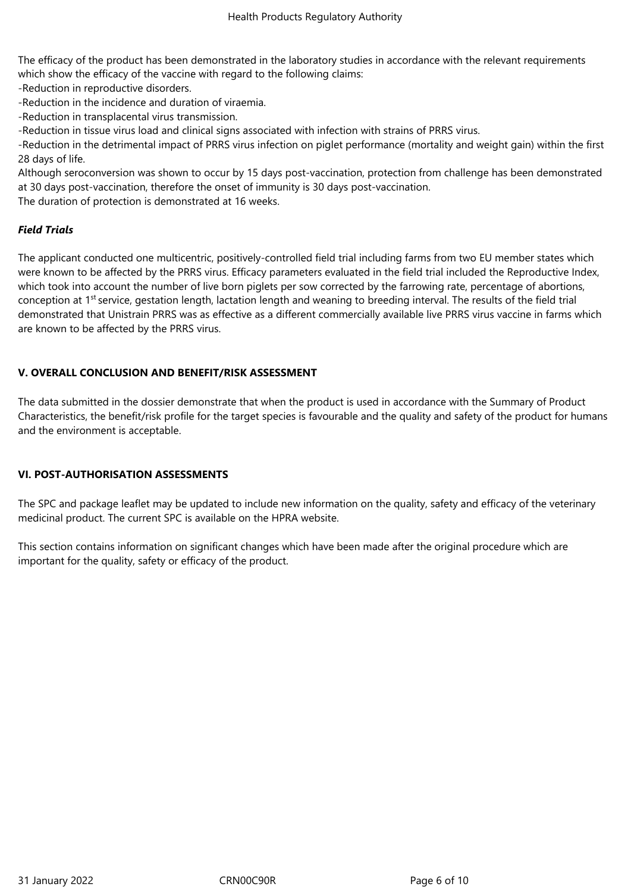The efficacy of the product has been demonstrated in the laboratory studies in accordance with the relevant requirements which show the efficacy of the vaccine with regard to the following claims:

-Reduction in reproductive disorders.

-Reduction in the incidence and duration of viraemia.

-Reduction in transplacental virus transmission.

-Reduction in tissue virus load and clinical signs associated with infection with strains of PRRS virus.

-Reduction in the detrimental impact of PRRS virus infection on piglet performance (mortality and weight gain) within the first 28 days of life.

Although seroconversion was shown to occur by 15 days post-vaccination, protection from challenge has been demonstrated at 30 days post-vaccination, therefore the onset of immunity is 30 days post-vaccination.

The duration of protection is demonstrated at 16 weeks.

***Field Trials***

The applicant conducted one multicentric, positively-controlled field trial including farms from two EU member states which were known to be affected by the PRRS virus. Efficacy parameters evaluated in the field trial included the Reproductive Index, which took into account the number of live born piglets per sow corrected by the farrowing rate, percentage of abortions, conception at 1st service, gestation length, lactation length and weaning to breeding interval. The results of the field trial demonstrated that Unistrain PRRS was as effective as a different commercially available live PRRS virus vaccine in farms which are known to be affected by the PRRS virus.

## V. OVERALL CONCLUSION AND BENEFIT/RISK ASSESSMENT

The data submitted in the dossier demonstrate that when the product is used in accordance with the Summary of Product Characteristics, the benefit/risk profile for the target species is favourable and the quality and safety of the product for humans and the environment is acceptable.

## VI. POST-AUTHORISATION ASSESSMENTS

The SPC and package leaflet may be updated to include new information on the quality, safety and efficacy of the veterinary medicinal product. The current SPC is available on the HPRA website.

This section contains information on significant changes which have been made after the original procedure which are important for the quality, safety or efficacy of the product.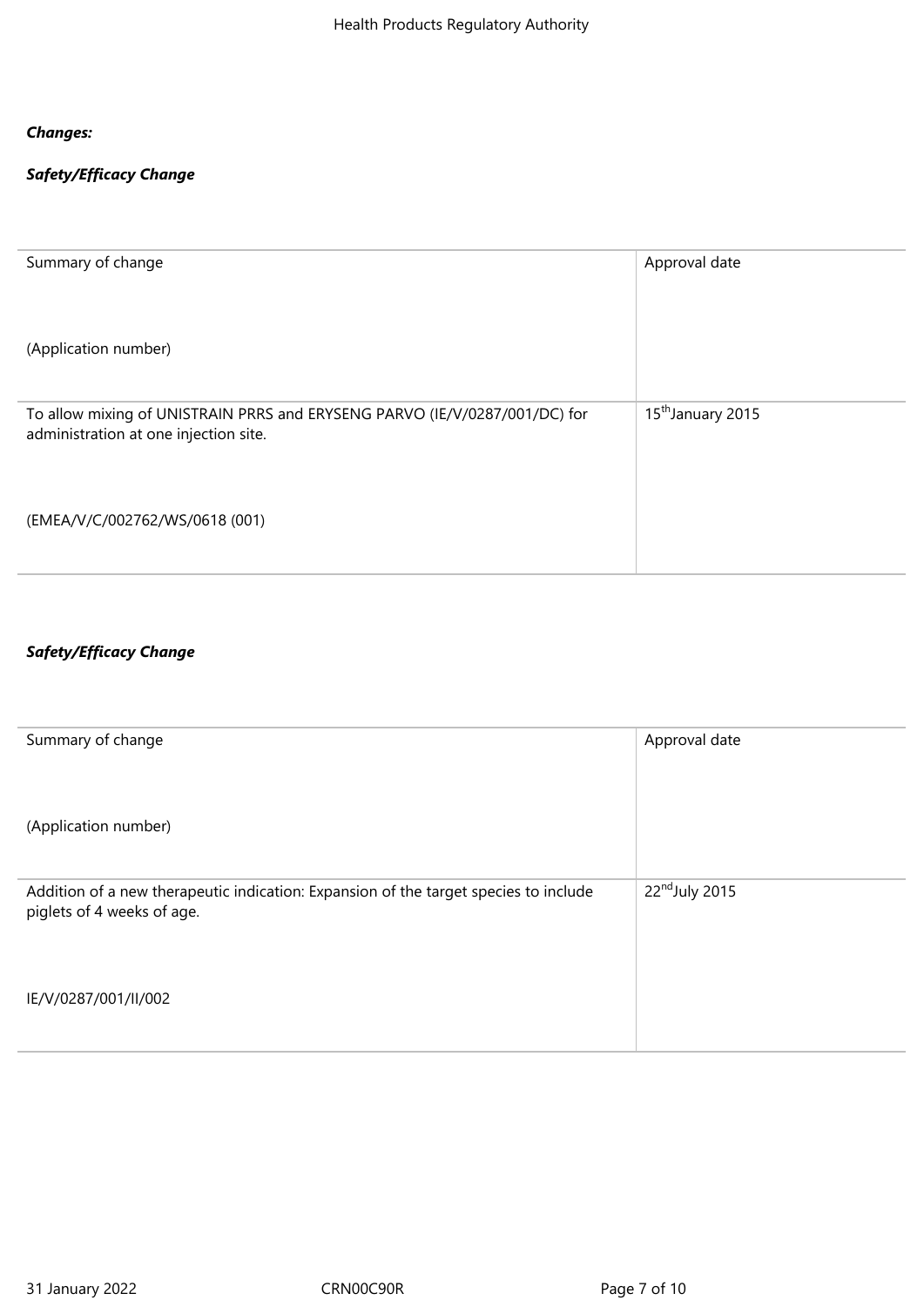***Changes:***

***Safety/Efficacy Change***

| Summary of change<br><br>(Application number) | Approval date |
|---|---|
| To allow mixing of UNISTRAIN PRRS and ERYSENG PARVO (IE/V/0287/001/DC) for administration at one injection site.<br><br>(EMEA/V/C/002762/WS/0618 (001) | 15th January 2015 |

***Safety/Efficacy Change***

| Summary of change<br><br>(Application number) | Approval date |
|---|---|
| Addition of a new therapeutic indication: Expansion of the target species to include piglets of 4 weeks of age.<br><br>IE/V/0287/001/II/002 | 22nd July 2015 |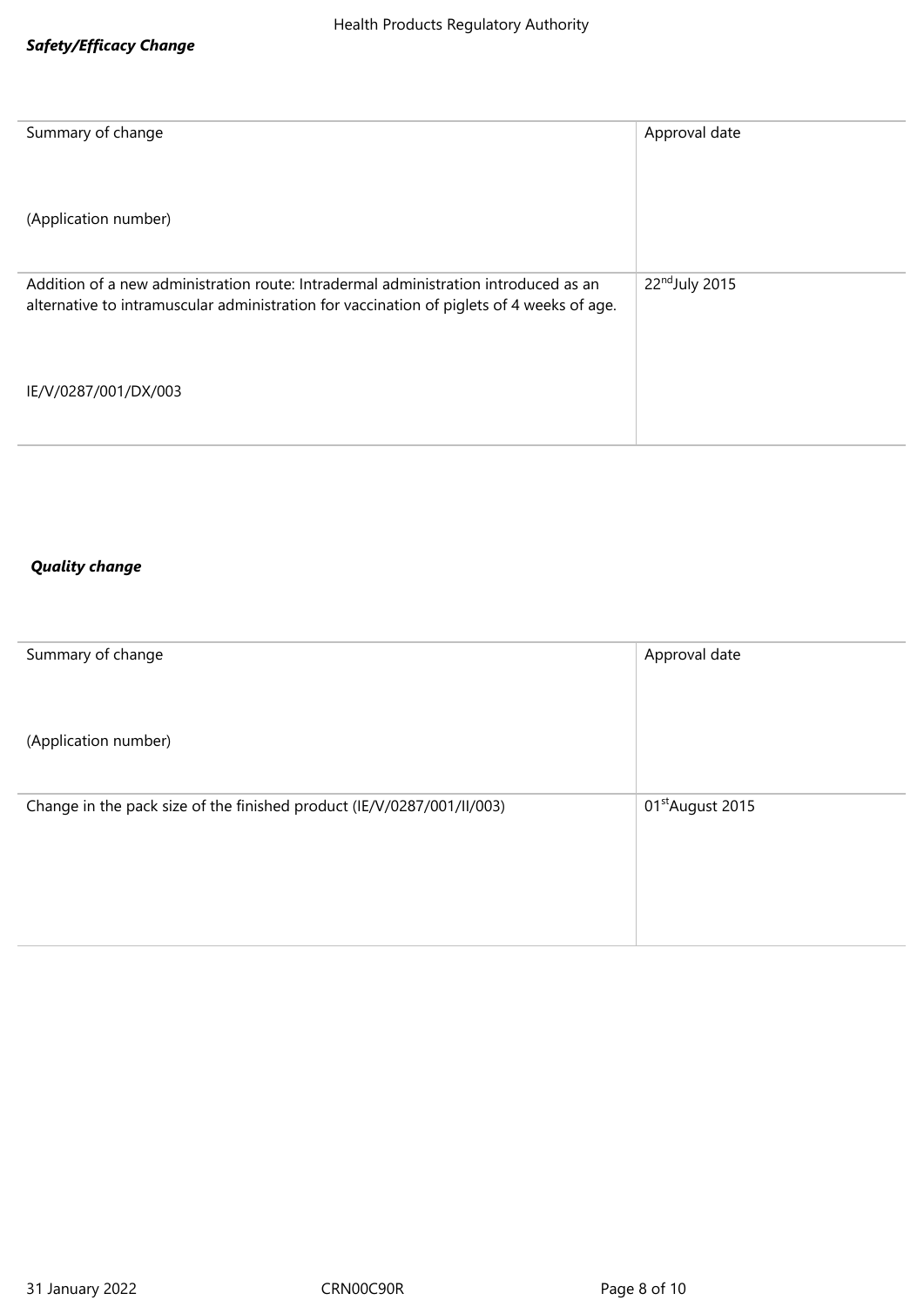***Safety/Efficacy Change***

| Summary of change<br><br>(Application number) | Approval date |
| --- | --- |
| Addition of a new administration route: Intradermal administration introduced as an alternative to intramuscular administration for vaccination of piglets of 4 weeks of age.<br><br>IE/V/0287/001/DX/003 | 22nd July 2015 |

***Quality change***

| Summary of change<br><br>(Application number) | Approval date |
| --- | --- |
| Change in the pack size of the finished product (IE/V/0287/001/II/003) | 01st August 2015 |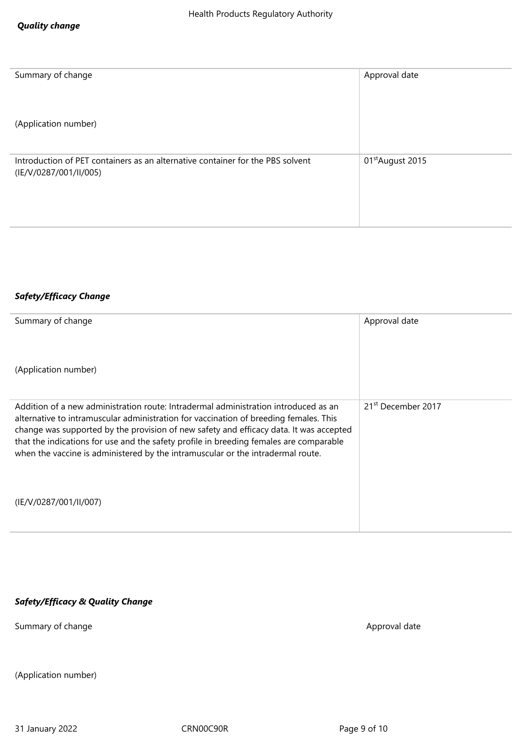***Quality change***

| Summary of change<br><br>(Application number) | Approval date |
| --- | --- |
| Introduction of PET containers as an alternative container for the PBS solvent (IE/V/0287/001/II/005) | 01st August 2015 |

***Safety/Efficacy Change***

| Summary of change<br><br>(Application number) | Approval date |
| --- | --- |
| Addition of a new administration route: Intradermal administration introduced as an alternative to intramuscular administration for vaccination of breeding females. This change was supported by the provision of new safety and efficacy data. It was accepted that the indications for use and the safety profile in breeding females are comparable when the vaccine is administered by the intramuscular or the intradermal route.<br><br>(IE/V/0287/001/II/007) | 21st December 2017 |

***Safety/Efficacy & Quality Change***

| Summary of change<br><br>(Application number) | Approval date |
| --- | --- |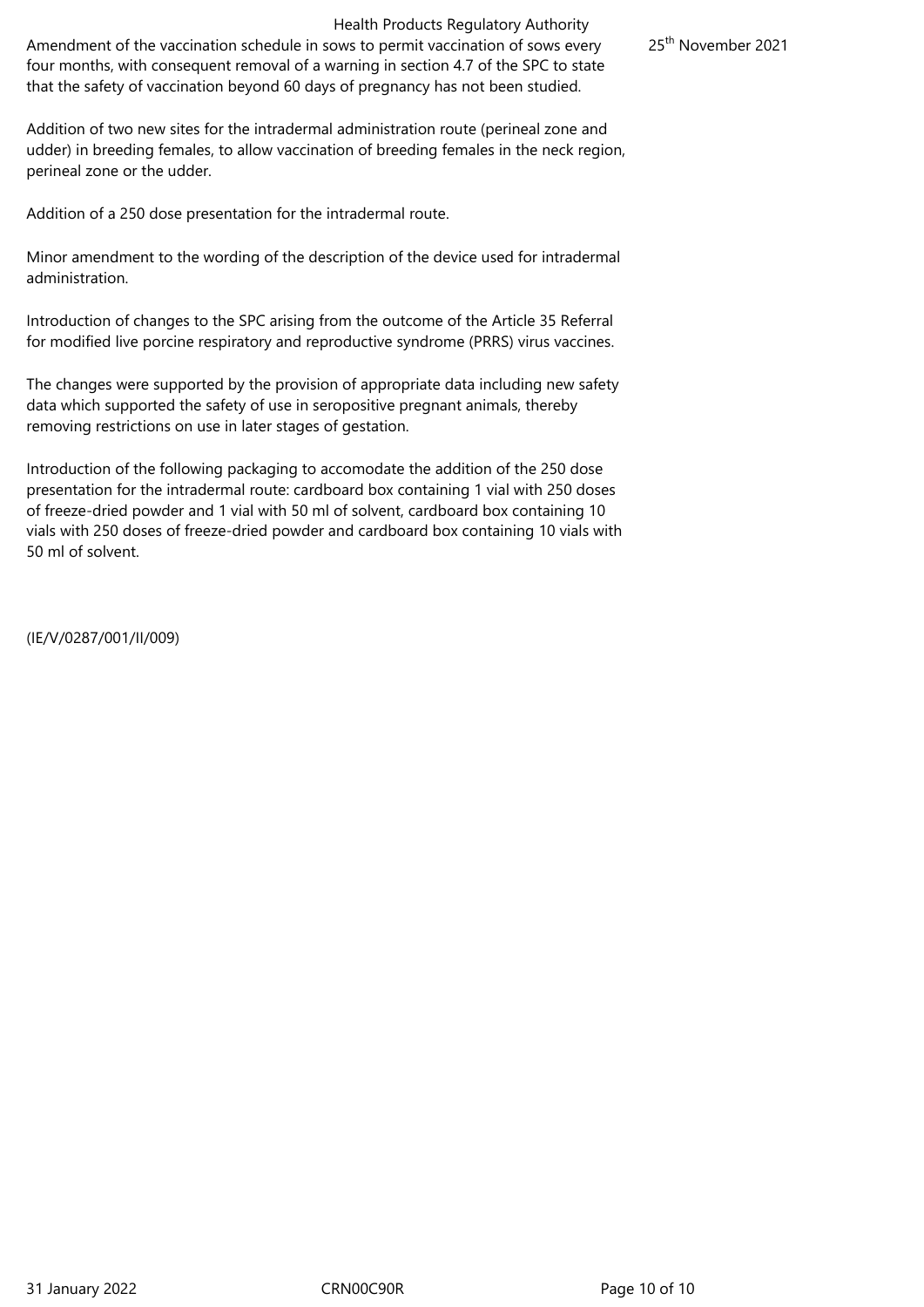| | |
|---|---|
| Amendment of the vaccination schedule in sows to permit vaccination of sows every four months, with consequent removal of a warning in section 4.7 of the SPC to state that the safety of vaccination beyond 60 days of pregnancy has not been studied.<br><br>Addition of two new sites for the intradermal administration route (perineal zone and udder) in breeding females, to allow vaccination of breeding females in the neck region, perineal zone or the udder.<br><br>Addition of a 250 dose presentation for the intradermal route.<br><br>Minor amendment to the wording of the description of the device used for intradermal administration.<br><br>Introduction of changes to the SPC arising from the outcome of the Article 35 Referral for modified live porcine respiratory and reproductive syndrome (PRRS) virus vaccines.<br><br>The changes were supported by the provision of appropriate data including new safety data which supported the safety of use in seropositive pregnant animals, thereby removing restrictions on use in later stages of gestation.<br><br>Introduction of the following packaging to accomodate the addition of the 250 dose presentation for the intradermal route: cardboard box containing 1 vial with 250 doses of freeze-dried powder and 1 vial with 50 ml of solvent, cardboard box containing 10 vials with 250 doses of freeze-dried powder and cardboard box containing 10 vials with 50 ml of solvent.<br><br><br>(IE/V/0287/001/II/009) | 25th November 2021 |